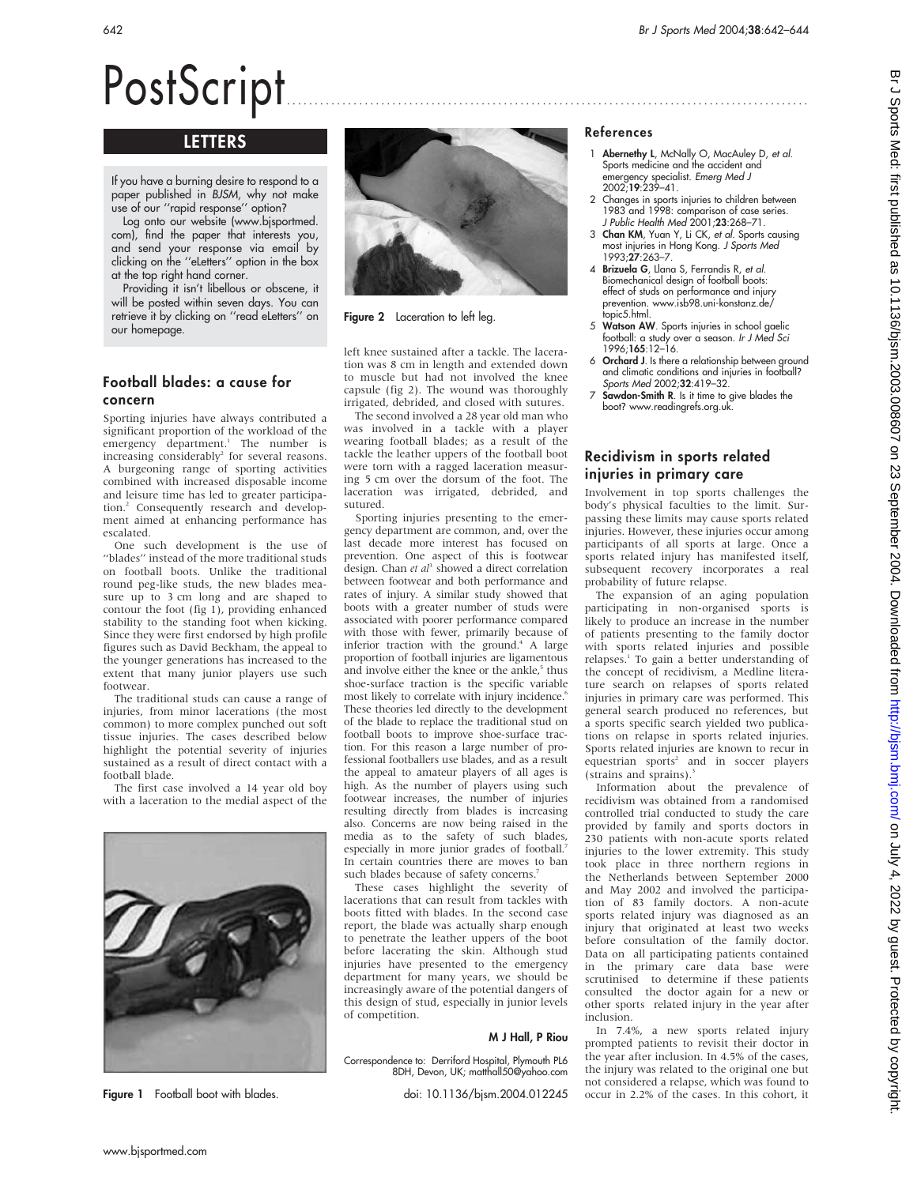# PostScript

## LETTERS

If you have a burning desire to respond to a paper published in *BJSM*, why not make use of our "rapid response" option?

Log onto our website (www.bjsportmed.com), find the paper that interests you, and send your response via email by clicking on the "eLetters" option in the box at the top right hand corner.

Providing it isn't libellous or obscene, it will be posted within seven days. You can retrieve it by clicking on "read eLetters" on our homepage.

### Football blades: a cause for concern

Sporting injuries have always contributed a significant proportion of the workload of the emergency department.[1] The number is increasing considerably[2] for several reasons. A burgeoning range of sporting activities combined with increased disposable income and leisure time has led to greater participation.[2] Consequently research and development aimed at enhancing performance has escalated.

One such development is the use of "blades" instead of the more traditional studs on football boots. Unlike the traditional round peg-like studs, the new blades measure up to 3 cm long and are shaped to contour the foot (fig 1), providing enhanced stability to the standing foot when kicking. Since they were first endorsed by high profile figures such as David Beckham, the appeal to the younger generations has increased to the extent that many junior players use such footwear.

The traditional studs can cause a range of injuries, from minor lacerations (the most common) to more complex punched out soft tissue injuries. The cases described below highlight the potential severity of injuries sustained as a result of direct contact with a football blade.

The first case involved a 14 year old boy with a laceration to the medial aspect of the left knee sustained after a tackle. The laceration was 8 cm in length and extended down to muscle but had not involved the knee capsule (fig 2). The wound was thoroughly irrigated, debrided, and closed with sutures.

Figure 1 Football boot with blades.

Figure 2 Laceration to left leg.

The second involved a 28 year old man who was involved in a tackle with a player wearing football blades; as a result of the tackle the leather uppers of the football boot were torn with a ragged laceration measuring 5 cm over the dorsum of the foot. The laceration was irrigated, debrided, and sutured.

Sporting injuries presenting to the emergency department are common, and, over the last decade more interest has focused on prevention. One aspect of this is footwear design. Chan *et al*[3] showed a direct correlation between footwear and both performance and rates of injury. A similar study showed that boots with a greater number of studs were associated with poorer performance compared with those with fewer, primarily because of inferior traction with the ground.[4] A large proportion of football injuries are ligamentous and involve either the knee or the ankle,[5] thus shoe-surface traction is the specific variable most likely to correlate with injury incidence.[6] These theories led directly to the development of the blade to replace the traditional stud on football boots to improve shoe-surface traction. For this reason a large number of professional footballers use blades, and as a result the appeal to amateur players of all ages is high. As the number of players using such footwear increases, the number of injuries resulting directly from blades is increasing also. Concerns are now being raised in the media as to the safety of such blades, especially in more junior grades of football.[7] In certain countries there are moves to ban such blades because of safety concerns.[7]

These cases highlight the severity of lacerations that can result from tackles with boots fitted with blades. In the second case report, the blade was actually sharp enough to penetrate the leather uppers of the boot before lacerating the skin. Although stud injuries have presented to the emergency department for many years, we should be increasingly aware of the potential dangers of this design of stud, especially in junior levels of competition.

**M J Hall, P Riou**

Correspondence to: Derriford Hospital, Plymouth PL6 8DH, Devon, UK; matthall50@yahoo.com

doi: 10.1136/bjsm.2004.012245

#### References

1. **Abernethy L**, McNally O, MacAuley D, *et al*. Sports medicine and the accident and emergency specialist. *Emerg Med J* 2002;**19**:239–41.
2. Changes in sports injuries to children between 1983 and 1998: comparison of case series. *J Public Health Med* 2001;**23**:268–71.
3. **Chan KM**, Yuan Y, Li CK, *et al*. Sports causing most injuries in Hong Kong. *J Sports Med* 1993;**27**:263–7.
4. **Brizuela G**, Llana S, Ferrandis R, *et al*. Biomechanical design of football boots: effect of studs on performance and injury prevention. www.isb98.uni-konstanz.de/topic5.html.
5. **Watson AW**. Sports injuries in school gaelic football: a study over a season. *Ir J Med Sci* 1996;**165**:12–16.
6. **Orchard J**. Is there a relationship between ground and climatic conditions and injuries in football? *Sports Med* 2002;**32**:419–32.
7. **Sawdon-Smith R**. Is it time to give blades the boot? www.readingrefs.org.uk.

### Recidivism in sports related injuries in primary care

Involvement in top sports challenges the body's physical faculties to the limit. Surpassing these limits may cause sports related injuries. However, these injuries occur among participants of all sports at large. Once a sports related injury has manifested itself, subsequent recovery incorporates a real probability of future relapse.

The expansion of an aging population participating in non-organised sports is likely to produce an increase in the number of patients presenting to the family doctor with sports related injuries and possible relapses.[1] To gain a better understanding of the concept of recidivism, a Medline literature search on relapses of sports related injuries in primary care was performed. This general search produced no references, but a sports specific search yielded two publications on relapse in sports related injuries. Sports related injuries are known to recur in equestrian sports[2] and in soccer players (strains and sprains).[3]

Information about the prevalence of recidivism was obtained from a randomised controlled trial conducted to study the care provided by family and sports doctors in 230 patients with non-acute sports related injuries to the lower extremity. This study took place in three northern regions in the Netherlands between September 2000 and May 2002 and involved the participation of 83 family doctors. A non-acute sports related injury was diagnosed as an injury that originated at least two weeks before consultation of the family doctor. Data on all participating patients contained in the primary care data base were scrutinised to determine if these patients consulted the doctor again for a new or other sports related injury in the year after inclusion.

In 7.4%, a new sports related injury prompted patients to revisit their doctor in the year after inclusion. In 4.5% of the cases, the injury was related to the original one but not considered a relapse, which was found to occur in 2.2% of the cases. In this cohort, it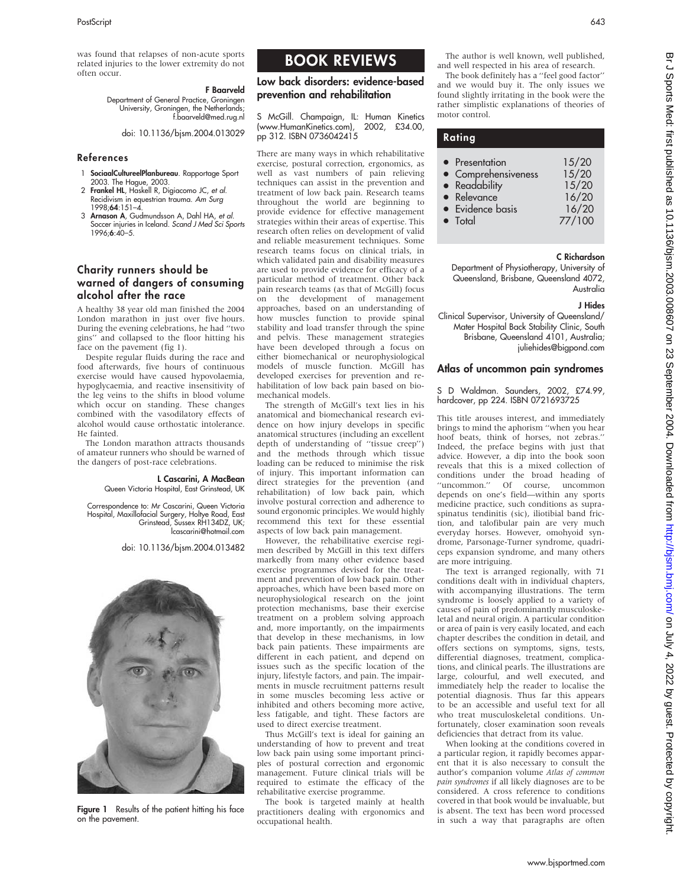was found that relapses of non-acute sports related injuries to the lower extremity do not often occur.

**F Baarveld**
Department of General Practice, Groningen University, Groningen, the Netherlands; f.baarveld@med.rug.nl

doi: 10.1136/bjsm.2004.013029

### References

1 **SociaalCultureelPlanbureau**. Rapportage Sport 2003. The Hague, 2003.
2 **Frankel HL**, Haskell R, Digiacomo JC, *et al*. Recidivism in equestrian trauma. *Am Surg* 1998;**64**:151–4.
3 **Arnason A**, Gudmundsson A, Dahl HA, *et al*. Soccer injuries in Iceland. *Scand J Med Sci Sports* 1996;**6**:40–5.

## Charity runners should be warned of dangers of consuming alcohol after the race

A healthy 38 year old man finished the 2004 London marathon in just over five hours. During the evening celebrations, he had ''two gins'' and collapsed to the floor hitting his face on the pavement (fig 1).

Despite regular fluids during the race and food afterwards, five hours of continuous exercise would have caused hypovolaemia, hypoglycaemia, and reactive insensitivity of the leg veins to the shifts in blood volume which occur on standing. These changes combined with the vasodilatory effects of alcohol would cause orthostatic intolerance. He fainted.

The London marathon attracts thousands of amateur runners who should be warned of the dangers of post-race celebrations.

**L Cascarini, A MacBean**
Queen Victoria Hospital, East Grinstead, UK

Correspondence to: Mr Cascarini, Queen Victoria Hospital, Maxillofacial Surgery, Holtye Road, East Grinstead, Sussex RH134DZ, UK; lcascarini@hotmail.com

doi: 10.1136/bjsm.2004.013482

**Figure 1** Results of the patient hitting his face on the pavement.

# BOOK REVIEWS

## Low back disorders: evidence-based prevention and rehabilitation

S McGill. Champaign, IL: Human Kinetics (www.HumanKinetics.com), 2002, £34.00, pp 312. ISBN 0736042415

There are many ways in which rehabilitative exercise, postural correction, ergonomics, as well as vast numbers of pain relieving techniques can assist in the prevention and treatment of low back pain. Research teams throughout the world are beginning to provide evidence for effective management strategies within their areas of expertise. This research often relies on development of valid and reliable measurement techniques. Some research teams focus on clinical trials, in which validated pain and disability measures are used to provide evidence for efficacy of a particular method of treatment. Other back pain research teams (as that of McGill) focus on the development of management approaches, based on an understanding of how muscles function to provide spinal stability and load transfer through the spine and pelvis. These management strategies have been developed through a focus on either biomechanical or neurophysiological models of muscle function. McGill has developed exercises for prevention and rehabilitation of low back pain based on biomechanical models.

The strength of McGill's text lies in his anatomical and biomechanical research evidence on how injury develops in specific anatomical structures (including an excellent depth of understanding of ''tissue creep'') and the methods through which tissue loading can be reduced to minimise the risk of injury. This important information can direct strategies for the prevention (and rehabilitation) of low back pain, which involve postural correction and adherence to sound ergonomic principles. We would highly recommend this text for these essential aspects of low back pain management.

However, the rehabilitative exercise regimen described by McGill in this text differs markedly from many other evidence based exercise programmes devised for the treatment and prevention of low back pain. Other approaches, which have been based more on neurophysiological research on the joint protection mechanisms, base their exercise treatment on a problem solving approach and, more importantly, on the impairments that develop in these mechanisms, in low back pain patients. These impairments are different in each patient, and depend on issues such as the specific location of the injury, lifestyle factors, and pain. The impairments in muscle recruitment patterns result in some muscles becoming less active or inhibited and others becoming more active, less fatigable, and tight. These factors are used to direct exercise treatment.

Thus McGill's text is ideal for gaining an understanding of how to prevent and treat low back pain using some important principles of postural correction and ergonomic management. Future clinical trials will be required to estimate the efficacy of the rehabilitative exercise programme.

The book is targeted mainly at health practitioners dealing with ergonomics and occupational health.

The author is well known, well published, and well respected in his area of research.

The book definitely has a ''feel good factor'' and we would buy it. The only issues we found slightly irritating in the book were the rather simplistic explanations of theories of motor control.

**Rating**

| | |
|---|---|
| • Presentation | 15/20 |
| • Comprehensiveness | 15/20 |
| • Readability | 15/20 |
| • Relevance | 16/20 |
| • Evidence basis | 16/20 |
| • Total | 77/100 |

**C Richardson**
Department of Physiotherapy, University of Queensland, Brisbane, Queensland 4072, Australia

**J Hides**
Clinical Supervisor, University of Queensland/ Mater Hospital Back Stability Clinic, South Brisbane, Queensland 4101, Australia; juliehides@bigpond.com

## Atlas of uncommon pain syndromes

S D Waldman. Saunders, 2002, £74.99, hardcover, pp 224. ISBN 0721693725

This title arouses interest, and immediately brings to mind the aphorism ''when you hear hoof beats, think of horses, not zebras.'' Indeed, the preface begins with just that advice. However, a dip into the book soon reveals that this is a mixed collection of conditions under the broad heading of ''uncommon.'' Of course, uncommon depends on one's field—within any sports medicine practice, such conditions as supraspinatus tendinitis (sic), iliotibial band friction, and talofibular pain are very much everyday horses. However, omohyoid syndrome, Parsonage-Turner syndrome, quadriceps expansion syndrome, and many others are more intriguing.

The text is arranged regionally, with 71 conditions dealt with in individual chapters, with accompanying illustrations. The term syndrome is loosely applied to a variety of causes of pain of predominantly musculoskeletal and neural origin. A particular condition or area of pain is very easily located, and each chapter describes the condition in detail, and offers sections on symptoms, signs, tests, differential diagnoses, treatment, complications, and clinical pearls. The illustrations are large, colourful, and well executed, and immediately help the reader to localise the potential diagnosis. Thus far this appears to be an accessible and useful text for all who treat musculoskeletal conditions. Unfortunately, closer examination soon reveals deficiencies that detract from its value.

When looking at the conditions covered in a particular region, it rapidly becomes apparent that it is also necessary to consult the author's companion volume *Atlas of common pain syndromes* if all likely diagnoses are to be considered. A cross reference to conditions covered in that book would be invaluable, but is absent. The text has been word processed in such a way that paragraphs are often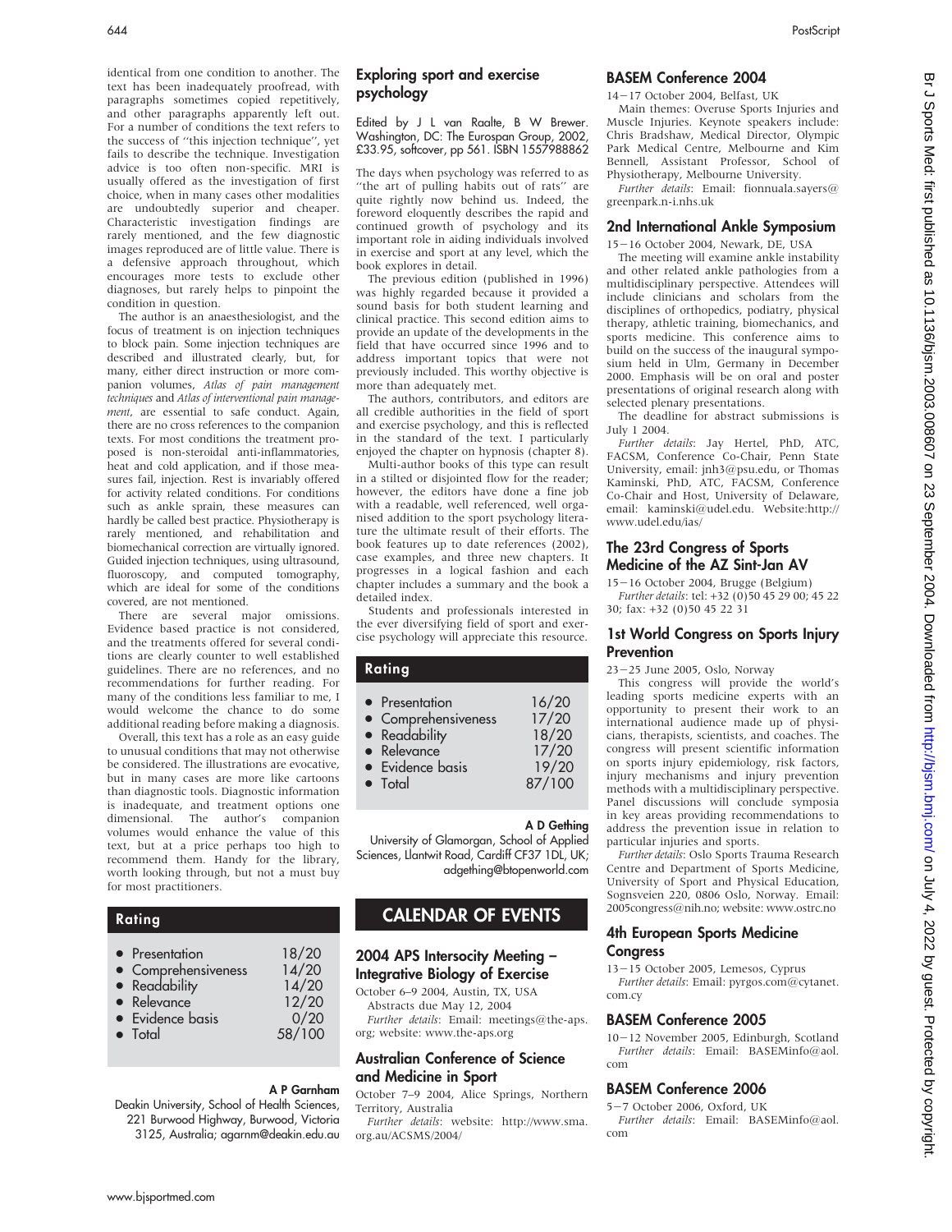identical from one condition to another. The text has been inadequately proofread, with paragraphs sometimes copied repetitively, and other paragraphs apparently left out. For a number of conditions the text refers to the success of "this injection technique", yet fails to describe the technique. Investigation advice is too often non-specific. MRI is usually offered as the investigation of first choice, when in many cases other modalities are undoubtedly superior and cheaper. Characteristic investigation findings are rarely mentioned, and the few diagnostic images reproduced are of little value. There is a defensive approach throughout, which encourages more tests to exclude other diagnoses, but rarely helps to pinpoint the condition in question.

The author is an anaesthesiologist, and the focus of treatment is on injection techniques to block pain. Some injection techniques are described and illustrated clearly, but, for many, either direct instruction or more companion volumes, *Atlas of pain management techniques* and *Atlas of interventional pain management*, are essential to safe conduct. Again, there are no cross references to the companion texts. For most conditions the treatment proposed is non-steroidal anti-inflammatories, heat and cold application, and if those measures fail, injection. Rest is invariably offered for activity related conditions. For conditions such as ankle sprain, these measures can hardly be called best practice. Physiotherapy is rarely mentioned, and rehabilitation and biomechanical correction are virtually ignored. Guided injection techniques, using ultrasound, fluoroscopy, and computed tomography, which are ideal for some of the conditions covered, are not mentioned.

There are several major omissions. Evidence based practice is not considered, and the treatments offered for several conditions are clearly counter to well established guidelines. There are no references, and no recommendations for further reading. For many of the conditions less familiar to me, I would welcome the chance to do some additional reading before making a diagnosis.

Overall, this text has a role as an easy guide to unusual conditions that may not otherwise be considered. The illustrations are evocative, but in many cases are more like cartoons than diagnostic tools. Diagnostic information is inadequate, and treatment options one dimensional. The author's companion volumes would enhance the value of this text, but at a price perhaps too high to recommend them. Handy for the library, worth looking through, but not a must buy for most practitioners.

## Rating

| | |
|---|---|
| Presentation | 18/20 |
| Comprehensiveness | 14/20 |
| Readability | 14/20 |
| Relevance | 12/20 |
| Evidence basis | 0/20 |
| Total | 58/100 |

**A P Garnham**

Deakin University, School of Health Sciences, 221 Burwood Highway, Burwood, Victoria 3125, Australia; agarnm@deakin.edu.au

## Exploring sport and exercise psychology

Edited by J L van Raalte, B W Brewer. Washington, DC: The Eurospan Group, 2002, £33.95, softcover, pp 561. ISBN 1557988862

The days when psychology was referred to as "the art of pulling habits out of rats" are quite rightly now behind us. Indeed, the foreword eloquently describes the rapid and continued growth of psychology and its important role in aiding individuals involved in exercise and sport at any level, which the book explores in detail.

The previous edition (published in 1996) was highly regarded because it provided a sound basis for both student learning and clinical practice. This second edition aims to provide an update of the developments in the field that have occurred since 1996 and to address important topics that were not previously included. This worthy objective is more than adequately met.

The authors, contributors, and editors are all credible authorities in the field of sport and exercise psychology, and this is reflected in the standard of the text. I particularly enjoyed the chapter on hypnosis (chapter 8).

Multi-author books of this type can result in a stilted or disjointed flow for the reader; however, the editors have done a fine job with a readable, well referenced, well organised addition to the sport psychology literature the ultimate result of their efforts. The book features up to date references (2002), case examples, and three new chapters. It progresses in a logical fashion and each chapter includes a summary and the book a detailed index.

Students and professionals interested in the ever diversifying field of sport and exercise psychology will appreciate this resource.

## Rating

| | |
|---|---|
| Presentation | 16/20 |
| Comprehensiveness | 17/20 |
| Readability | 18/20 |
| Relevance | 17/20 |
| Evidence basis | 19/20 |
| Total | 87/100 |

**A D Gething**

University of Glamorgan, School of Applied Sciences, Llantwit Road, Cardiff CF37 1DL, UK; adgething@btopenworld.com

# CALENDAR OF EVENTS

## 2004 APS Intersocity Meeting – Integrative Biology of Exercise

October 6–9 2004, Austin, TX, USA

Abstracts due May 12, 2004

*Further details*: Email: meetings@the-aps.org; website: www.the-aps.org

## Australian Conference of Science and Medicine in Sport

October 7–9 2004, Alice Springs, Northern Territory, Australia

*Further details*: website: http://www.sma.org.au/ACSMS/2004/

## BASEM Conference 2004

14–17 October 2004, Belfast, UK

Main themes: Overuse Sports Injuries and Muscle Injuries. Keynote speakers include: Chris Bradshaw, Medical Director, Olympic Park Medical Centre, Melbourne and Kim Bennell, Assistant Professor, School of Physiotherapy, Melbourne University.

*Further details*: Email: fionnuala.sayers@greenpark.n-i.nhs.uk

## 2nd International Ankle Symposium

15–16 October 2004, Newark, DE, USA

The meeting will examine ankle instability and other related ankle pathologies from a multidisciplinary perspective. Attendees will include clinicians and scholars from the disciplines of orthopedics, podiatry, physical therapy, athletic training, biomechanics, and sports medicine. This conference aims to build on the success of the inaugural symposium held in Ulm, Germany in December 2000. Emphasis will be on oral and poster presentations of original research along with selected plenary presentations.

The deadline for abstract submissions is July 1 2004.

*Further details*: Jay Hertel, PhD, ATC, FACSM, Conference Co-Chair, Penn State University, email: jnh3@psu.edu, or Thomas Kaminski, PhD, ATC, FACSM, Conference Co-Chair and Host, University of Delaware, email: kaminski@udel.edu. Website:http://www.udel.edu/ias/

## The 23rd Congress of Sports Medicine of the AZ Sint-Jan AV

15–16 October 2004, Brugge (Belgium)

*Further details*: tel: +32 (0)50 45 29 00; 45 22 30; fax: +32 (0)50 45 22 31

## 1st World Congress on Sports Injury Prevention

23–25 June 2005, Oslo, Norway

This congress will provide the world's leading sports medicine experts with an opportunity to present their work to an international audience made up of physicians, therapists, scientists, and coaches. The congress will present scientific information on sports injury epidemiology, risk factors, injury mechanisms and injury prevention methods with a multidisciplinary perspective. Panel discussions will conclude symposia in key areas providing recommendations to address the prevention issue in relation to particular injuries and sports.

*Further details*: Oslo Sports Trauma Research Centre and Department of Sports Medicine, University of Sport and Physical Education, Sognsveien 220, 0806 Oslo, Norway. Email: 2005congress@nih.no; website: www.ostrc.no

## 4th European Sports Medicine Congress

13–15 October 2005, Lemesos, Cyprus

*Further details*: Email: pyrgos.com@cytanet.com.cy

## BASEM Conference 2005

10–12 November 2005, Edinburgh, Scotland

*Further details*: Email: BASEMinfo@aol.com

## BASEM Conference 2006

5–7 October 2006, Oxford, UK

*Further details*: Email: BASEMinfo@aol.com